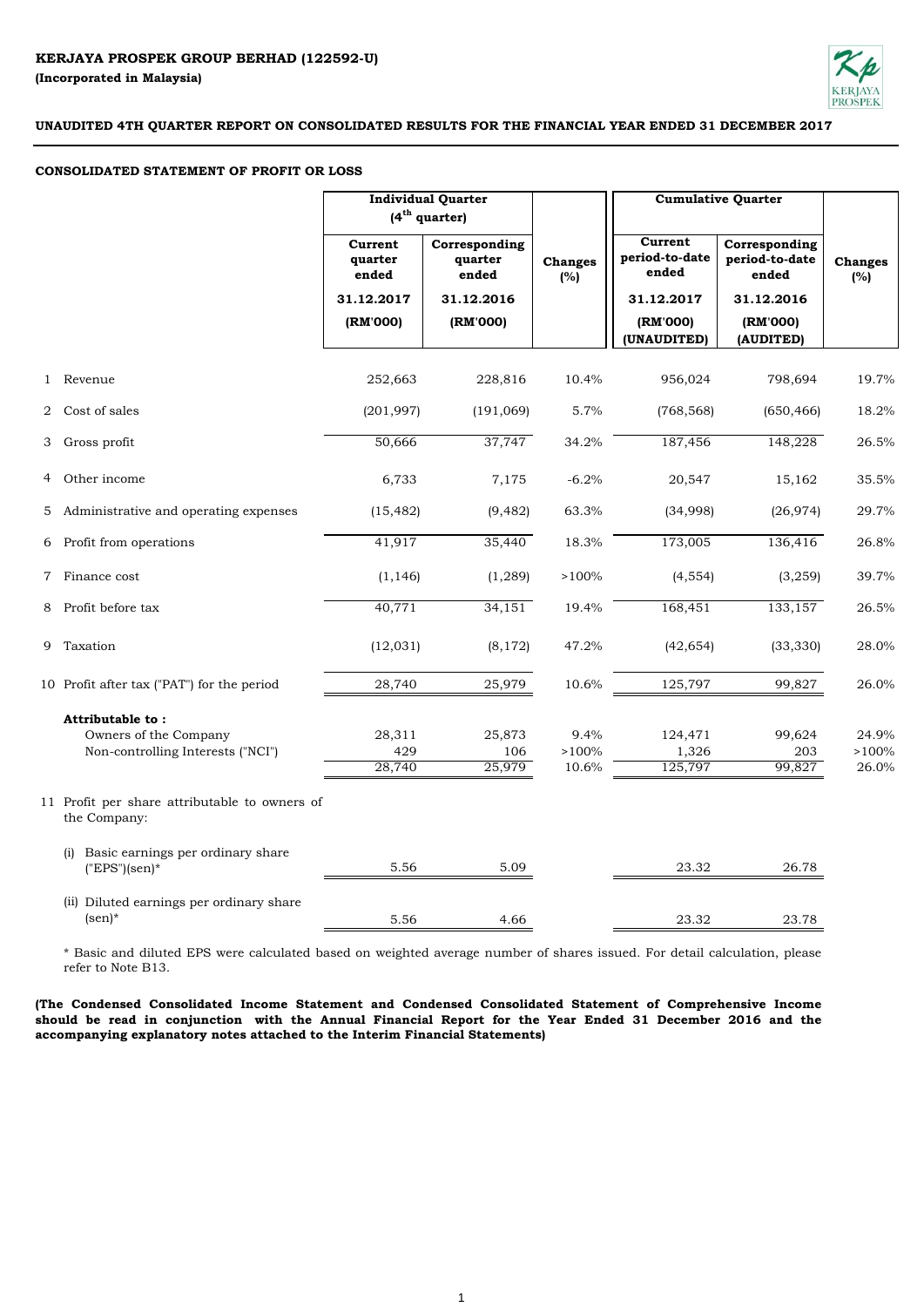**KERJAYA PROSPEK GROUP BERHAD (122592-U)**

**(Incorporated in Malaysia)**

**UNAUDITED 4TH QUARTER REPORT ON CONSOLIDATED RESULTS FOR THE FINANCIAL YEAR ENDED 31 DECEMBER 2017**

**CONSOLIDATED STATEMENT OF PROFIT OR LOSS**

| | | Individual Quarter (4th quarter) | | | Cumulative Quarter | | |
|---|---|---|---|---|---|---|---|
| | | Current quarter ended 31.12.2017 (RM'000) | Corresponding quarter ended 31.12.2016 (RM'000) | Changes (%) | Current period-to-date ended 31.12.2017 (RM'000) (UNAUDITED) | Corresponding period-to-date ended 31.12.2016 (RM'000) (AUDITED) | Changes (%) |
| 1 | Revenue | 252,663 | 228,816 | 10.4% | 956,024 | 798,694 | 19.7% |
| 2 | Cost of sales | (201,997) | (191,069) | 5.7% | (768,568) | (650,466) | 18.2% |
| 3 | Gross profit | 50,666 | 37,747 | 34.2% | 187,456 | 148,228 | 26.5% |
| 4 | Other income | 6,733 | 7,175 | -6.2% | 20,547 | 15,162 | 35.5% |
| 5 | Administrative and operating expenses | (15,482) | (9,482) | 63.3% | (34,998) | (26,974) | 29.7% |
| 6 | Profit from operations | 41,917 | 35,440 | 18.3% | 173,005 | 136,416 | 26.8% |
| 7 | Finance cost | (1,146) | (1,289) | >100% | (4,554) | (3,259) | 39.7% |
| 8 | Profit before tax | 40,771 | 34,151 | 19.4% | 168,451 | 133,157 | 26.5% |
| 9 | Taxation | (12,031) | (8,172) | 47.2% | (42,654) | (33,330) | 28.0% |
| 10 | Profit after tax ("PAT") for the period | 28,740 | 25,979 | 10.6% | 125,797 | 99,827 | 26.0% |
| | **Attributable to :** | | | | | | |
| | Owners of the Company | 28,311 | 25,873 | 9.4% | 124,471 | 99,624 | 24.9% |
| | Non-controlling Interests ("NCI") | 429 | 106 | >100% | 1,326 | 203 | >100% |
| | | 28,740 | 25,979 | 10.6% | 125,797 | 99,827 | 26.0% |
| 11 | Profit per share attributable to owners of the Company: | | | | | | |
| | (i) Basic earnings per ordinary share ("EPS")(sen)* | 5.56 | 5.09 | | 23.32 | 26.78 | |
| | (ii) Diluted earnings per ordinary share (sen)* | 5.56 | 4.66 | | 23.32 | 23.78 | |

\* Basic and diluted EPS were calculated based on weighted average number of shares issued. For detail calculation, please refer to Note B13.

**(The Condensed Consolidated Income Statement and Condensed Consolidated Statement of Comprehensive Income should be read in conjunction with the Annual Financial Report for the Year Ended 31 December 2016 and the accompanying explanatory notes attached to the Interim Financial Statements)**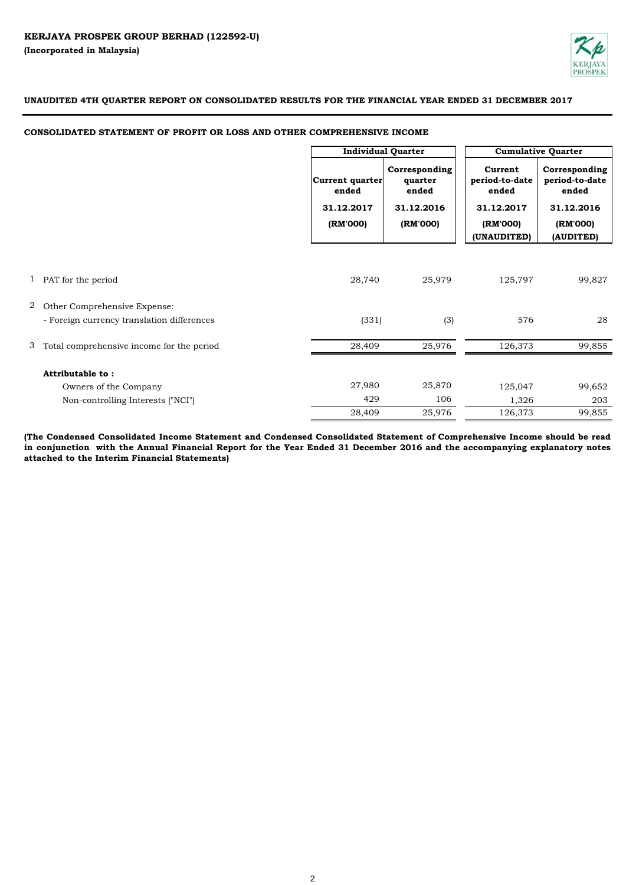**KERJAYA PROSPEK GROUP BERHAD (122592-U)**

**(Incorporated in Malaysia)**

**UNAUDITED 4TH QUARTER REPORT ON CONSOLIDATED RESULTS FOR THE FINANCIAL YEAR ENDED 31 DECEMBER 2017**

**CONSOLIDATED STATEMENT OF PROFIT OR LOSS AND OTHER COMPREHENSIVE INCOME**

| | | Individual Quarter | | Cumulative Quarter | |
|---|---|---|---|---|---|
| | | Current quarter ended | Corresponding quarter ended | Current period-to-date ended | Corresponding period-to-date ended |
| | | 31.12.2017 | 31.12.2016 | 31.12.2017 | 31.12.2016 |
| | | (RM'000) | (RM'000) | (RM'000) (UNAUDITED) | (RM'000) (AUDITED) |
| 1 | PAT for the period | 28,740 | 25,979 | 125,797 | 99,827 |
| 2 | Other Comprehensive Expense: | | | | |
| | - Foreign currency translation differences | (331) | (3) | 576 | 28 |
| 3 | Total comprehensive income for the period | 28,409 | 25,976 | 126,373 | 99,855 |
| | **Attributable to :** | | | | |
| | Owners of the Company | 27,980 | 25,870 | 125,047 | 99,652 |
| | Non-controlling Interests ("NCI") | 429 | 106 | 1,326 | 203 |
| | | 28,409 | 25,976 | 126,373 | 99,855 |

**(The Condensed Consolidated Income Statement and Condensed Consolidated Statement of Comprehensive Income should be read in conjunction with the Annual Financial Report for the Year Ended 31 December 2016 and the accompanying explanatory notes attached to the Interim Financial Statements)**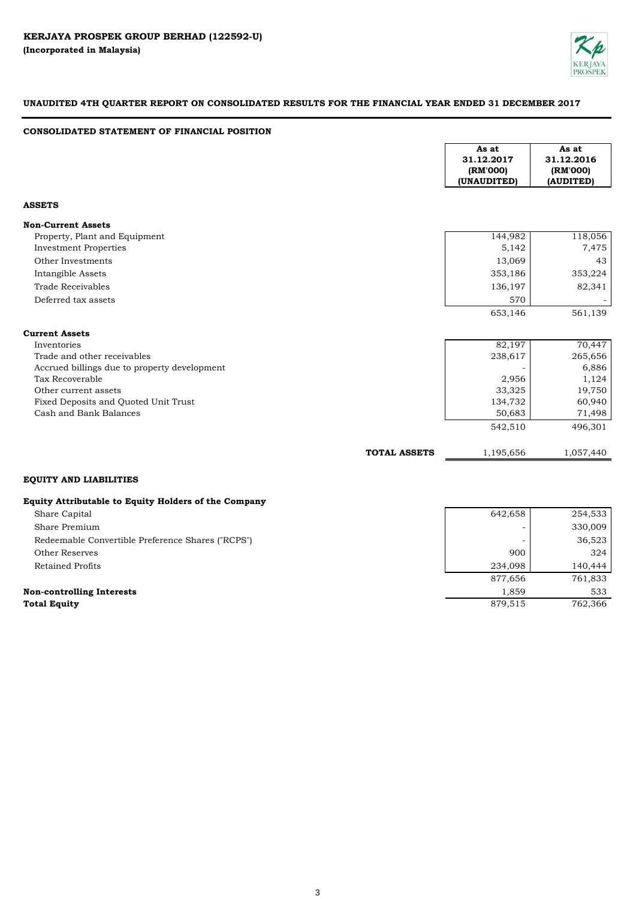**KERJAYA PROSPEK GROUP BERHAD (122592-U)**
**(Incorporated in Malaysia)**

**UNAUDITED 4TH QUARTER REPORT ON CONSOLIDATED RESULTS FOR THE FINANCIAL YEAR ENDED 31 DECEMBER 2017**

**CONSOLIDATED STATEMENT OF FINANCIAL POSITION**

| | As at 31.12.2017 (RM'000) (UNAUDITED) | As at 31.12.2016 (RM'000) (AUDITED) |
|---|---|---|
| **ASSETS** | | |
| **Non-Current Assets** | | |
| Property, Plant and Equipment | 144,982 | 118,056 |
| Investment Properties | 5,142 | 7,475 |
| Other Investments | 13,069 | 43 |
| Intangible Assets | 353,186 | 353,224 |
| Trade Receivables | 136,197 | 82,341 |
| Deferred tax assets | 570 | - |
| | 653,146 | 561,139 |
| **Current Assets** | | |
| Inventories | 82,197 | 70,447 |
| Trade and other receivables | 238,617 | 265,656 |
| Accrued billings due to property development | - | 6,886 |
| Tax Recoverable | 2,956 | 1,124 |
| Other current assets | 33,325 | 19,750 |
| Fixed Deposits and Quoted Unit Trust | 134,732 | 60,940 |
| Cash and Bank Balances | 50,683 | 71,498 |
| | 542,510 | 496,301 |
| **TOTAL ASSETS** | 1,195,656 | 1,057,440 |
| **EQUITY AND LIABILITIES** | | |
| **Equity Attributable to Equity Holders of the Company** | | |
| Share Capital | 642,658 | 254,533 |
| Share Premium | - | 330,009 |
| Redeemable Convertible Preference Shares ("RCPS") | - | 36,523 |
| Other Reserves | 900 | 324 |
| Retained Profits | 234,098 | 140,444 |
| | 877,656 | 761,833 |
| **Non-controlling Interests** | 1,859 | 533 |
| **Total Equity** | 879,515 | 762,366 |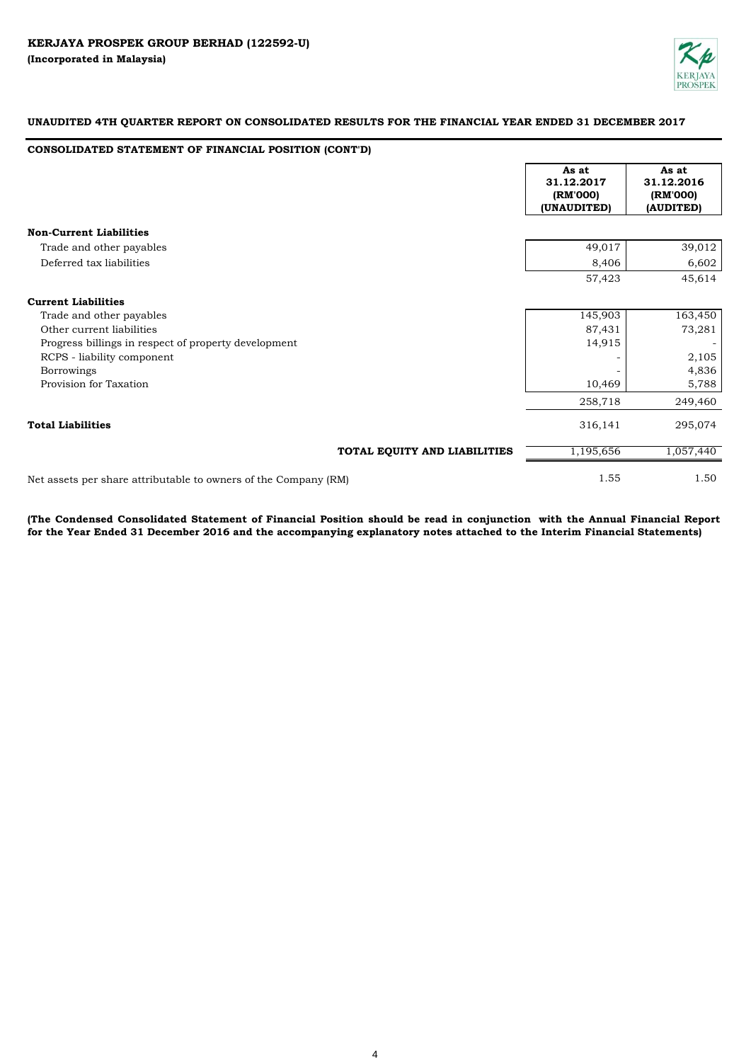**KERJAYA PROSPEK GROUP BERHAD (122592-U)**
**(Incorporated in Malaysia)**

**UNAUDITED 4TH QUARTER REPORT ON CONSOLIDATED RESULTS FOR THE FINANCIAL YEAR ENDED 31 DECEMBER 2017**

**CONSOLIDATED STATEMENT OF FINANCIAL POSITION (CONT'D)**

| | As at 31.12.2017 (RM'000) (UNAUDITED) | As at 31.12.2016 (RM'000) (AUDITED) |
|---|---|---|
| **Non-Current Liabilities** | | |
| Trade and other payables | 49,017 | 39,012 |
| Deferred tax liabilities | 8,406 | 6,602 |
| | 57,423 | 45,614 |
| **Current Liabilities** | | |
| Trade and other payables | 145,903 | 163,450 |
| Other current liabilities | 87,431 | 73,281 |
| Progress billings in respect of property development | 14,915 | - |
| RCPS - liability component | - | 2,105 |
| Borrowings | - | 4,836 |
| Provision for Taxation | 10,469 | 5,788 |
| | 258,718 | 249,460 |
| **Total Liabilities** | 316,141 | 295,074 |
| **TOTAL EQUITY AND LIABILITIES** | 1,195,656 | 1,057,440 |
| Net assets per share attributable to owners of the Company (RM) | 1.55 | 1.50 |

**(The Condensed Consolidated Statement of Financial Position should be read in conjunction with the Annual Financial Report for the Year Ended 31 December 2016 and the accompanying explanatory notes attached to the Interim Financial Statements)**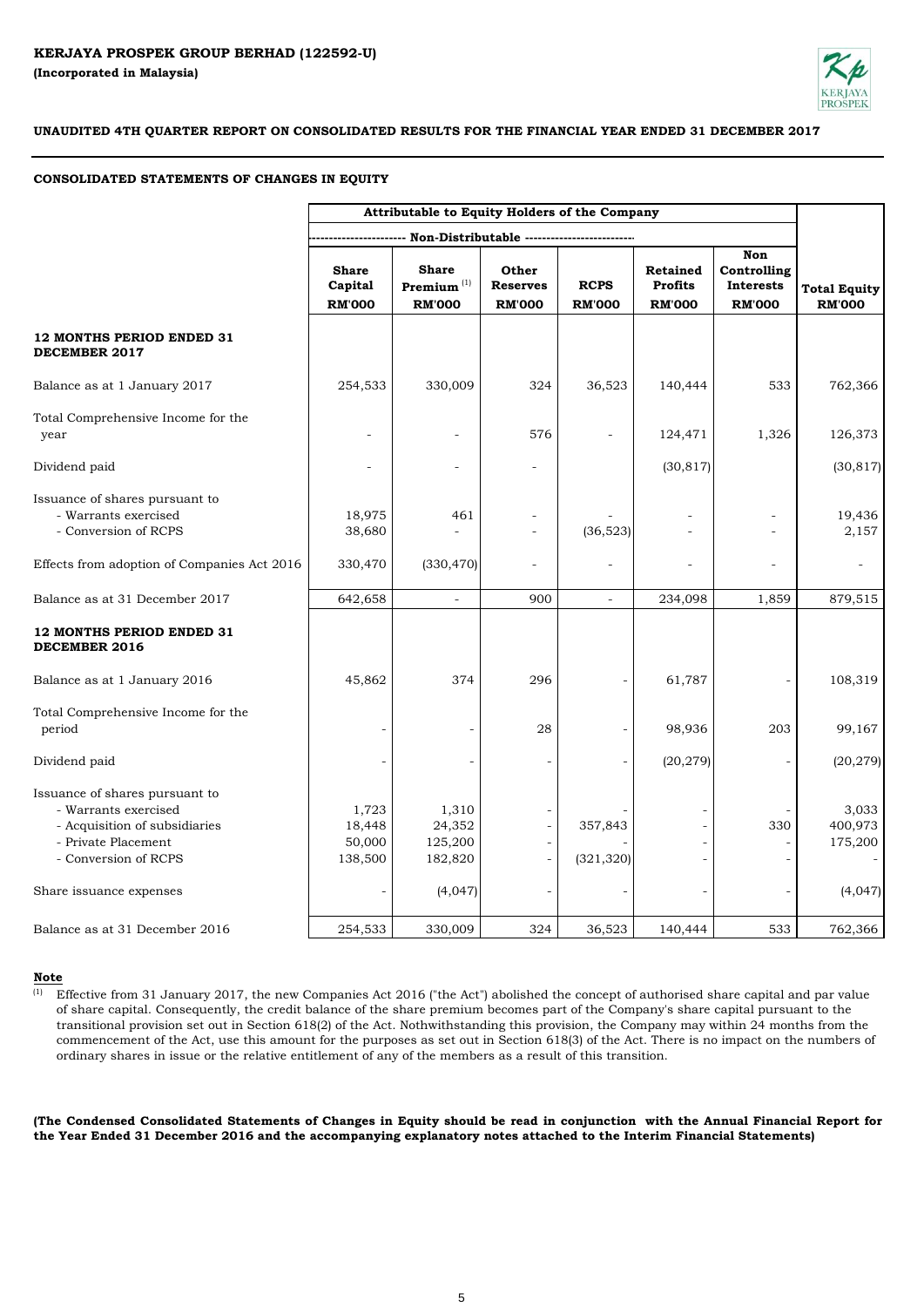KERJAYA PROSPEK GROUP BERHAD (122592-U)
(Incorporated in Malaysia)

**UNAUDITED 4TH QUARTER REPORT ON CONSOLIDATED RESULTS FOR THE FINANCIAL YEAR ENDED 31 DECEMBER 2017**

**CONSOLIDATED STATEMENTS OF CHANGES IN EQUITY**

| | Attributable to Equity Holders of the Company | | | | | | |
|---|---|---|---|---|---|---|---|
| | ---------- Non-Distributable ---------- | | | | | | |
| | Share Capital RM'000 | Share Premium [1] RM'000 | Other Reserves RM'000 | RCPS RM'000 | Retained Profits RM'000 | Non Controlling Interests RM'000 | Total Equity RM'000 |
| **12 MONTHS PERIOD ENDED 31 DECEMBER 2017** | | | | | | | |
| Balance as at 1 January 2017 | 254,533 | 330,009 | 324 | 36,523 | 140,444 | 533 | 762,366 |
| Total Comprehensive Income for the year | - | - | 576 | - | 124,471 | 1,326 | 126,373 |
| Dividend paid | - | - | - | | (30,817) | | (30,817) |
| Issuance of shares pursuant to | | | | | | | |
| - Warrants exercised | 18,975 | 461 | - | - | - | - | 19,436 |
| - Conversion of RCPS | 38,680 | - | - | (36,523) | - | - | 2,157 |
| Effects from adoption of Companies Act 2016 | 330,470 | (330,470) | - | - | - | - | - |
| Balance as at 31 December 2017 | 642,658 | - | 900 | - | 234,098 | 1,859 | 879,515 |
| **12 MONTHS PERIOD ENDED 31 DECEMBER 2016** | | | | | | | |
| Balance as at 1 January 2016 | 45,862 | 374 | 296 | - | 61,787 | - | 108,319 |
| Total Comprehensive Income for the period | - | - | 28 | - | 98,936 | 203 | 99,167 |
| Dividend paid | - | - | - | - | (20,279) | - | (20,279) |
| Issuance of shares pursuant to | | | | | | | |
| - Warrants exercised | 1,723 | 1,310 | - | - | - | - | 3,033 |
| - Acquisition of subsidiaries | 18,448 | 24,352 | - | 357,843 | - | 330 | 400,973 |
| - Private Placement | 50,000 | 125,200 | - | - | - | - | 175,200 |
| - Conversion of RCPS | 138,500 | 182,820 | - | (321,320) | - | - | - |
| Share issuance expenses | - | (4,047) | - | - | - | - | (4,047) |
| Balance as at 31 December 2016 | 254,533 | 330,009 | 324 | 36,523 | 140,444 | 533 | 762,366 |

**Note**

(1) Effective from 31 January 2017, the new Companies Act 2016 ("the Act") abolished the concept of authorised share capital and par value of share capital. Consequently, the credit balance of the share premium becomes part of the Company's share capital pursuant to the transitional provision set out in Section 618(2) of the Act. Nothwithstanding this provision, the Company may within 24 months from the commencement of the Act, use this amount for the purposes as set out in Section 618(3) of the Act. There is no impact on the numbers of ordinary shares in issue or the relative entitlement of any of the members as a result of this transition.

**(The Condensed Consolidated Statements of Changes in Equity should be read in conjunction with the Annual Financial Report for the Year Ended 31 December 2016 and the accompanying explanatory notes attached to the Interim Financial Statements)**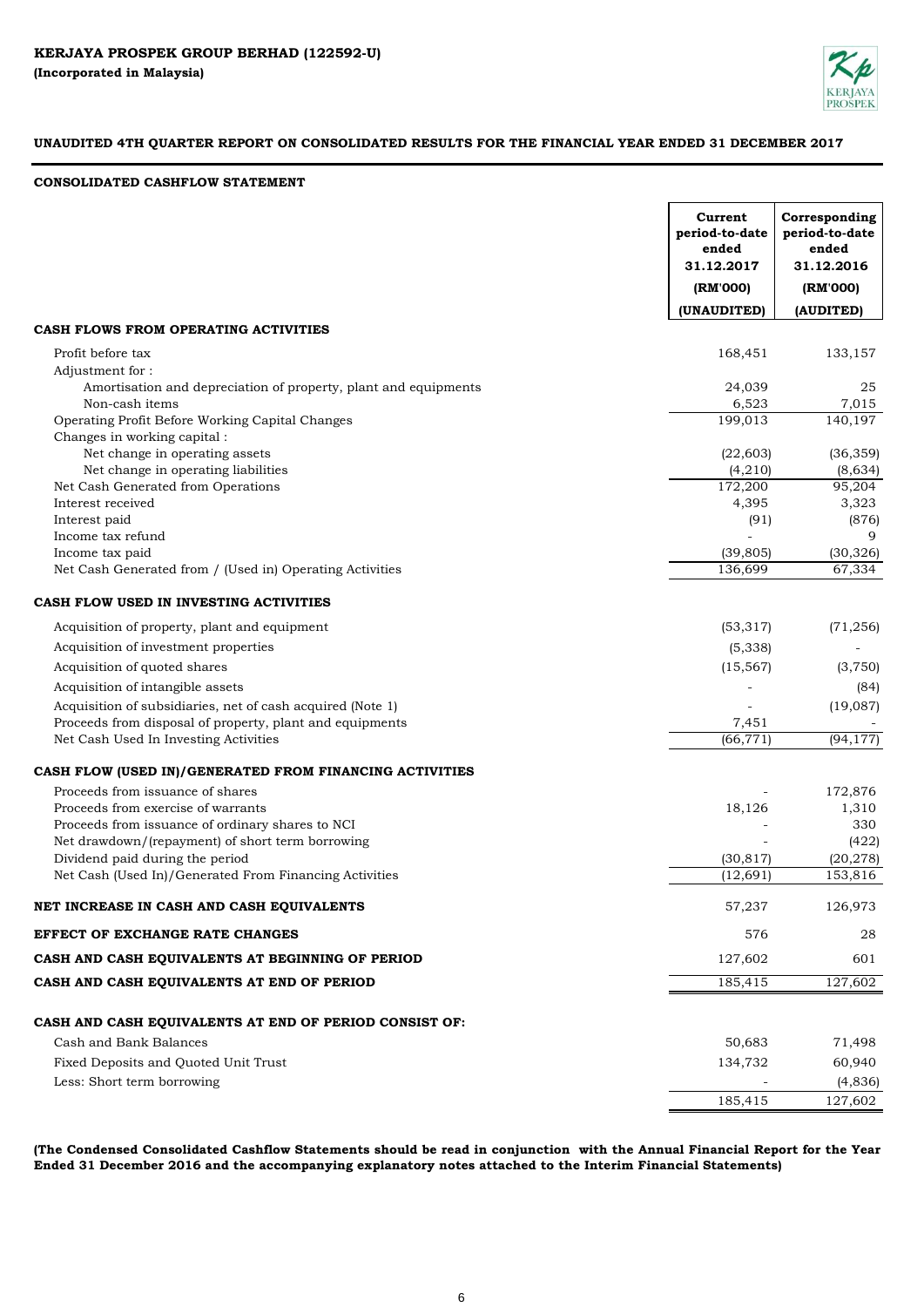**KERJAYA PROSPEK GROUP BERHAD (122592-U)**
**(Incorporated in Malaysia)**

**UNAUDITED 4TH QUARTER REPORT ON CONSOLIDATED RESULTS FOR THE FINANCIAL YEAR ENDED 31 DECEMBER 2017**

**CONSOLIDATED CASHFLOW STATEMENT**

| | Current period-to-date ended 31.12.2017 (RM'000) (UNAUDITED) | Corresponding period-to-date ended 31.12.2016 (RM'000) (AUDITED) |
|---|---|---|
| **CASH FLOWS FROM OPERATING ACTIVITIES** | | |
| Profit before tax | 168,451 | 133,157 |
| Adjustment for : | | |
| Amortisation and depreciation of property, plant and equipments | 24,039 | 25 |
| Non-cash items | 6,523 | 7,015 |
| Operating Profit Before Working Capital Changes | 199,013 | 140,197 |
| Changes in working capital : | | |
| Net change in operating assets | (22,603) | (36,359) |
| Net change in operating liabilities | (4,210) | (8,634) |
| Net Cash Generated from Operations | 172,200 | 95,204 |
| Interest received | 4,395 | 3,323 |
| Interest paid | (91) | (876) |
| Income tax refund | - | 9 |
| Income tax paid | (39,805) | (30,326) |
| Net Cash Generated from / (Used in) Operating Activities | 136,699 | 67,334 |
| **CASH FLOW USED IN INVESTING ACTIVITIES** | | |
| Acquisition of property, plant and equipment | (53,317) | (71,256) |
| Acquisition of investment properties | (5,338) | - |
| Acquisition of quoted shares | (15,567) | (3,750) |
| Acquisition of intangible assets | - | (84) |
| Acquisition of subsidiaries, net of cash acquired (Note 1) | - | (19,087) |
| Proceeds from disposal of property, plant and equipments | 7,451 | - |
| Net Cash Used In Investing Activities | (66,771) | (94,177) |
| **CASH FLOW (USED IN)/GENERATED FROM FINANCING ACTIVITIES** | | |
| Proceeds from issuance of shares | - | 172,876 |
| Proceeds from exercise of warrants | 18,126 | 1,310 |
| Proceeds from issuance of ordinary shares to NCI | - | 330 |
| Net drawdown/(repayment) of short term borrowing | - | (422) |
| Dividend paid during the period | (30,817) | (20,278) |
| Net Cash (Used In)/Generated From Financing Activities | (12,691) | 153,816 |
| **NET INCREASE IN CASH AND CASH EQUIVALENTS** | 57,237 | 126,973 |
| **EFFECT OF EXCHANGE RATE CHANGES** | 576 | 28 |
| **CASH AND CASH EQUIVALENTS AT BEGINNING OF PERIOD** | 127,602 | 601 |
| **CASH AND CASH EQUIVALENTS AT END OF PERIOD** | 185,415 | 127,602 |
| **CASH AND CASH EQUIVALENTS AT END OF PERIOD CONSIST OF:** | | |
| Cash and Bank Balances | 50,683 | 71,498 |
| Fixed Deposits and Quoted Unit Trust | 134,732 | 60,940 |
| Less: Short term borrowing | - | (4,836) |
| | 185,415 | 127,602 |

**(The Condensed Consolidated Cashflow Statements should be read in conjunction with the Annual Financial Report for the Year Ended 31 December 2016 and the accompanying explanatory notes attached to the Interim Financial Statements)**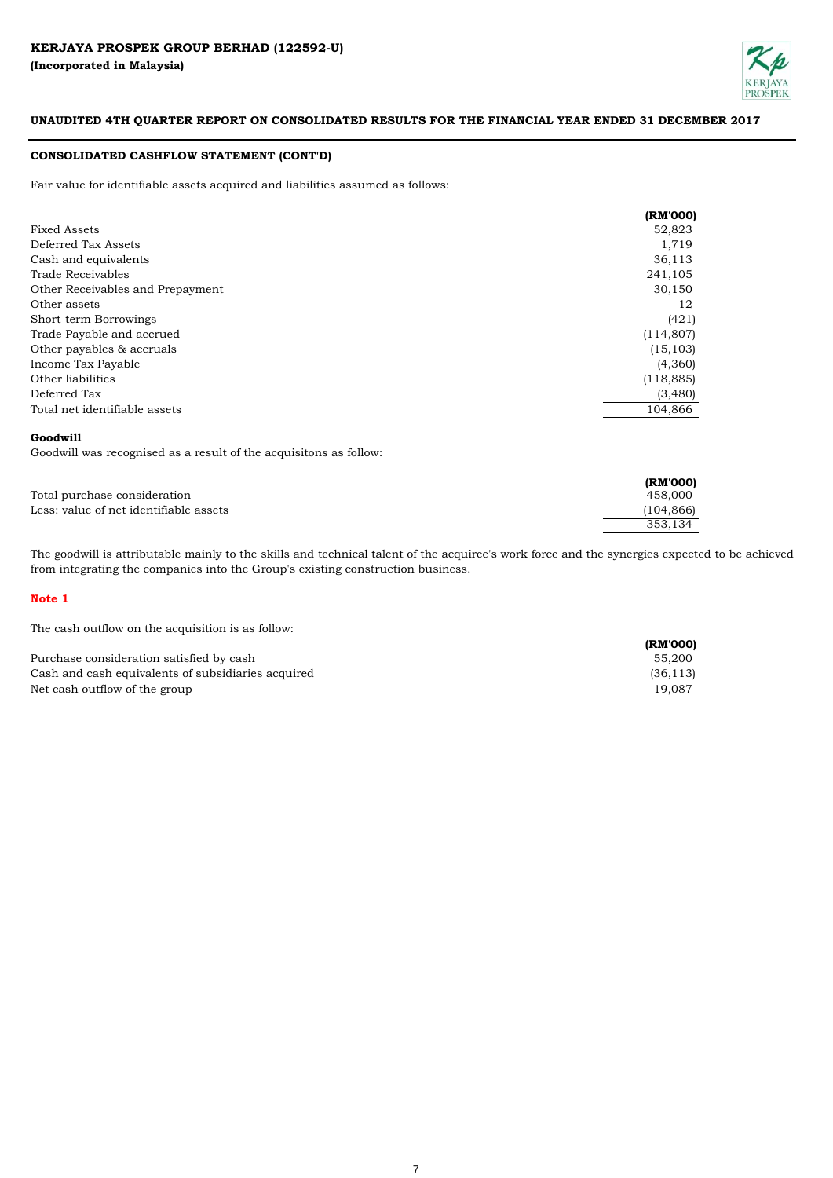**KERJAYA PROSPEK GROUP BERHAD (122592-U)**
**(Incorporated in Malaysia)**

**UNAUDITED 4TH QUARTER REPORT ON CONSOLIDATED RESULTS FOR THE FINANCIAL YEAR ENDED 31 DECEMBER 2017**

**CONSOLIDATED CASHFLOW STATEMENT (CONT'D)**

Fair value for identifiable assets acquired and liabilities assumed as follows:

| | (RM'000) |
|---|---|
| Fixed Assets | 52,823 |
| Deferred Tax Assets | 1,719 |
| Cash and equivalents | 36,113 |
| Trade Receivables | 241,105 |
| Other Receivables and Prepayment | 30,150 |
| Other assets | 12 |
| Short-term Borrowings | (421) |
| Trade Payable and accrued | (114,807) |
| Other payables & accruals | (15,103) |
| Income Tax Payable | (4,360) |
| Other liabilities | (118,885) |
| Deferred Tax | (3,480) |
| Total net identifiable assets | 104,866 |

**Goodwill**

Goodwill was recognised as a result of the acquisitons as follow:

| | (RM'000) |
|---|---|
| Total purchase consideration | 458,000 |
| Less: value of net identifiable assets | (104,866) |
| | 353,134 |

The goodwill is attributable mainly to the skills and technical talent of the acquiree's work force and the synergies expected to be achieved from integrating the companies into the Group's existing construction business.

**Note 1**

The cash outflow on the acquisition is as follow:

| | (RM'000) |
|---|---|
| Purchase consideration satisfied by cash | 55,200 |
| Cash and cash equivalents of subsidiaries acquired | (36,113) |
| Net cash outflow of the group | 19,087 |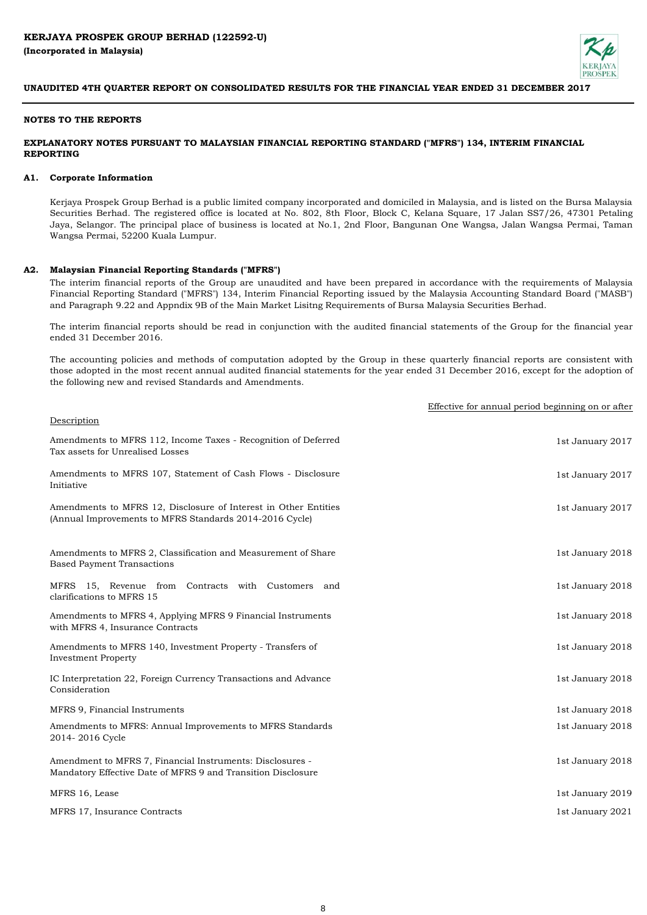**KERJAYA PROSPEK GROUP BERHAD (122592-U)**
**(Incorporated in Malaysia)**

**UNAUDITED 4TH QUARTER REPORT ON CONSOLIDATED RESULTS FOR THE FINANCIAL YEAR ENDED 31 DECEMBER 2017**

**NOTES TO THE REPORTS**

**EXPLANATORY NOTES PURSUANT TO MALAYSIAN FINANCIAL REPORTING STANDARD ("MFRS") 134, INTERIM FINANCIAL REPORTING**

**A1. Corporate Information**

Kerjaya Prospek Group Berhad is a public limited company incorporated and domiciled in Malaysia, and is listed on the Bursa Malaysia Securities Berhad. The registered office is located at No. 802, 8th Floor, Block C, Kelana Square, 17 Jalan SS7/26, 47301 Petaling Jaya, Selangor. The principal place of business is located at No.1, 2nd Floor, Bangunan One Wangsa, Jalan Wangsa Permai, Taman Wangsa Permai, 52200 Kuala Lumpur.

**A2. Malaysian Financial Reporting Standards ("MFRS")**

The interim financial reports of the Group are unaudited and have been prepared in accordance with the requirements of Malaysia Financial Reporting Standard ("MFRS") 134, Interim Financial Reporting issued by the Malaysia Accounting Standard Board ("MASB") and Paragraph 9.22 and Appndix 9B of the Main Market Lisitng Requirements of Bursa Malaysia Securities Berhad.

The interim financial reports should be read in conjunction with the audited financial statements of the Group for the financial year ended 31 December 2016.

The accounting policies and methods of computation adopted by the Group in these quarterly financial reports are consistent with those adopted in the most recent annual audited financial statements for the year ended 31 December 2016, except for the adoption of the following new and revised Standards and Amendments.

| Description | Effective for annual period beginning on or after |
|---|---|
| Amendments to MFRS 112, Income Taxes - Recognition of Deferred Tax assets for Unrealised Losses | 1st January 2017 |
| Amendments to MFRS 107, Statement of Cash Flows - Disclosure Initiative | 1st January 2017 |
| Amendments to MFRS 12, Disclosure of Interest in Other Entities (Annual Improvements to MFRS Standards 2014-2016 Cycle) | 1st January 2017 |
| Amendments to MFRS 2, Classification and Measurement of Share Based Payment Transactions | 1st January 2018 |
| MFRS 15, Revenue from Contracts with Customers and clarifications to MFRS 15 | 1st January 2018 |
| Amendments to MFRS 4, Applying MFRS 9 Financial Instruments with MFRS 4, Insurance Contracts | 1st January 2018 |
| Amendments to MFRS 140, Investment Property - Transfers of Investment Property | 1st January 2018 |
| IC Interpretation 22, Foreign Currency Transactions and Advance Consideration | 1st January 2018 |
| MFRS 9, Financial Instruments | 1st January 2018 |
| Amendments to MFRS: Annual Improvements to MFRS Standards 2014- 2016 Cycle | 1st January 2018 |
| Amendment to MFRS 7, Financial Instruments: Disclosures - Mandatory Effective Date of MFRS 9 and Transition Disclosure | 1st January 2018 |
| MFRS 16, Lease | 1st January 2019 |
| MFRS 17, Insurance Contracts | 1st January 2021 |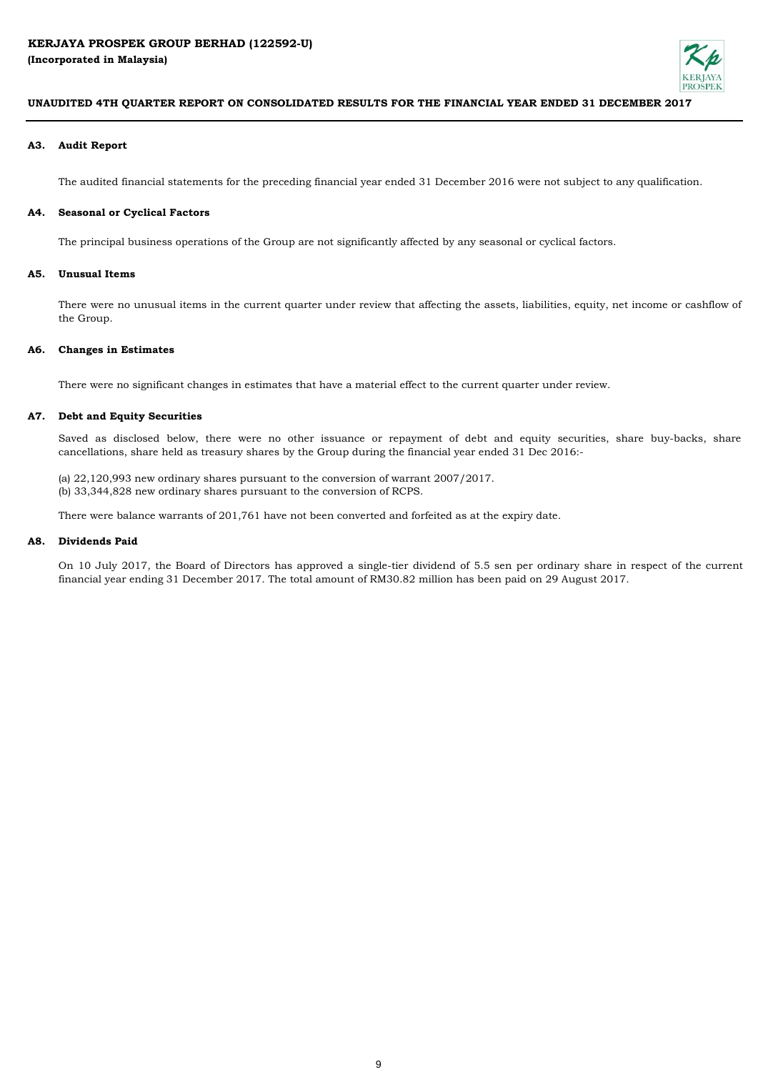### A3. Audit Report

The audited financial statements for the preceding financial year ended 31 December 2016 were not subject to any qualification.

### A4. Seasonal or Cyclical Factors

The principal business operations of the Group are not significantly affected by any seasonal or cyclical factors.

### A5. Unusual Items

There were no unusual items in the current quarter under review that affecting the assets, liabilities, equity, net income or cashflow of the Group.

### A6. Changes in Estimates

There were no significant changes in estimates that have a material effect to the current quarter under review.

### A7. Debt and Equity Securities

Saved as disclosed below, there were no other issuance or repayment of debt and equity securities, share buy-backs, share cancellations, share held as treasury shares by the Group during the financial year ended 31 Dec 2016:-

(a) 22,120,993 new ordinary shares pursuant to the conversion of warrant 2007/2017.
(b) 33,344,828 new ordinary shares pursuant to the conversion of RCPS.

There were balance warrants of 201,761 have not been converted and forfeited as at the expiry date.

### A8. Dividends Paid

On 10 July 2017, the Board of Directors has approved a single-tier dividend of 5.5 sen per ordinary share in respect of the current financial year ending 31 December 2017. The total amount of RM30.82 million has been paid on 29 August 2017.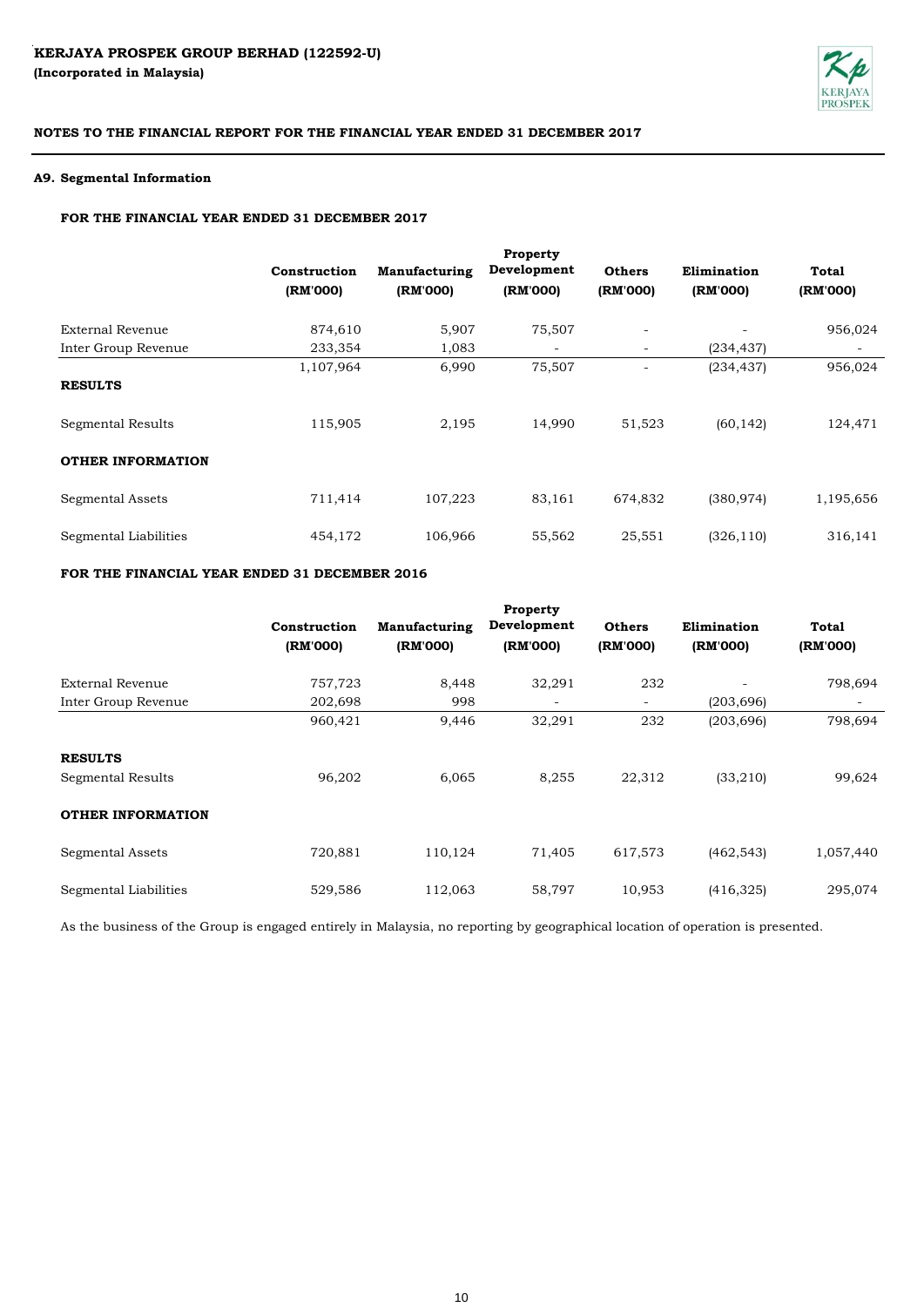**KERJAYA PROSPEK GROUP BERHAD (122592-U)**
**(Incorporated in Malaysia)**

**NOTES TO THE FINANCIAL REPORT FOR THE FINANCIAL YEAR ENDED 31 DECEMBER 2017**

### A9. Segmental Information

#### FOR THE FINANCIAL YEAR ENDED 31 DECEMBER 2017

| | Construction (RM'000) | Manufacturing (RM'000) | Property Development (RM'000) | Others (RM'000) | Elimination (RM'000) | Total (RM'000) |
|---|---|---|---|---|---|---|
| External Revenue | 874,610 | 5,907 | 75,507 | - | - | 956,024 |
| Inter Group Revenue | 233,354 | 1,083 | - | - | (234,437) | - |
| | 1,107,964 | 6,990 | 75,507 | - | (234,437) | 956,024 |
| **RESULTS** | | | | | | |
| Segmental Results | 115,905 | 2,195 | 14,990 | 51,523 | (60,142) | 124,471 |
| **OTHER INFORMATION** | | | | | | |
| Segmental Assets | 711,414 | 107,223 | 83,161 | 674,832 | (380,974) | 1,195,656 |
| Segmental Liabilities | 454,172 | 106,966 | 55,562 | 25,551 | (326,110) | 316,141 |

#### FOR THE FINANCIAL YEAR ENDED 31 DECEMBER 2016

| | Construction (RM'000) | Manufacturing (RM'000) | Property Development (RM'000) | Others (RM'000) | Elimination (RM'000) | Total (RM'000) |
|---|---|---|---|---|---|---|
| External Revenue | 757,723 | 8,448 | 32,291 | 232 | - | 798,694 |
| Inter Group Revenue | 202,698 | 998 | - | - | (203,696) | - |
| | 960,421 | 9,446 | 32,291 | 232 | (203,696) | 798,694 |
| **RESULTS** | | | | | | |
| Segmental Results | 96,202 | 6,065 | 8,255 | 22,312 | (33,210) | 99,624 |
| **OTHER INFORMATION** | | | | | | |
| Segmental Assets | 720,881 | 110,124 | 71,405 | 617,573 | (462,543) | 1,057,440 |
| Segmental Liabilities | 529,586 | 112,063 | 58,797 | 10,953 | (416,325) | 295,074 |

As the business of the Group is engaged entirely in Malaysia, no reporting by geographical location of operation is presented.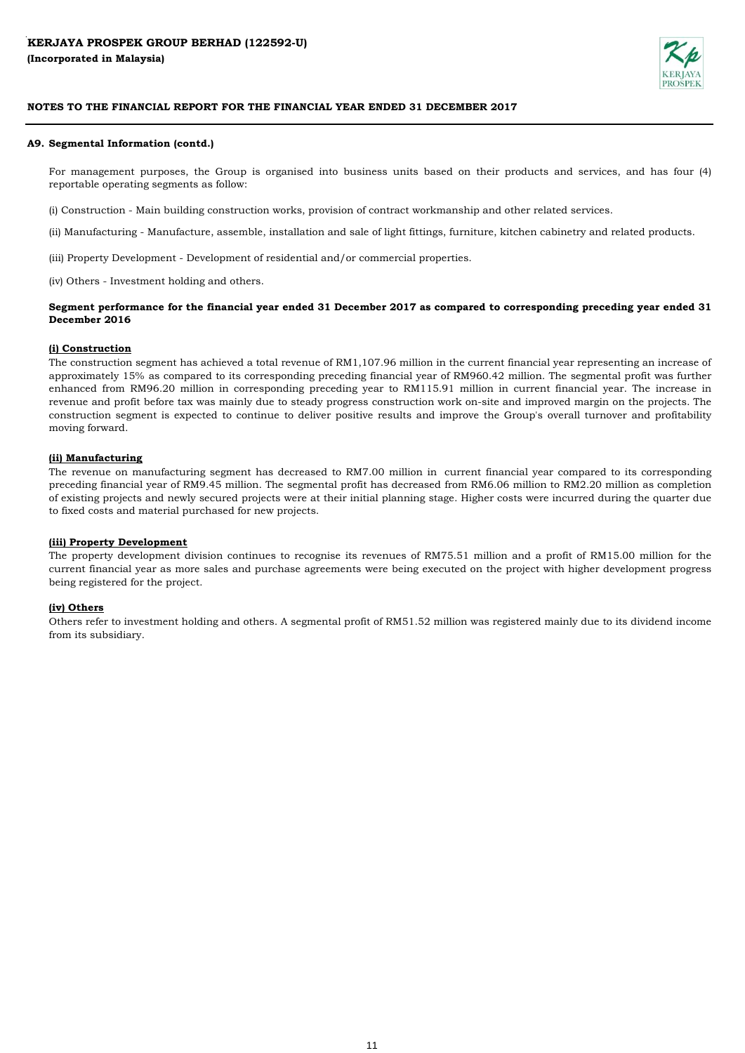**KERJAYA PROSPEK GROUP BERHAD (122592-U)**
**(Incorporated in Malaysia)**

**NOTES TO THE FINANCIAL REPORT FOR THE FINANCIAL YEAR ENDED 31 DECEMBER 2017**

**A9. Segmental Information (contd.)**

For management purposes, the Group is organised into business units based on their products and services, and has four (4) reportable operating segments as follow:

(i) Construction - Main building construction works, provision of contract workmanship and other related services.

(ii) Manufacturing - Manufacture, assemble, installation and sale of light fittings, furniture, kitchen cabinetry and related products.

(iii) Property Development - Development of residential and/or commercial properties.

(iv) Others - Investment holding and others.

**Segment performance for the financial year ended 31 December 2017 as compared to corresponding preceding year ended 31 December 2016**

**(i) Construction**

The construction segment has achieved a total revenue of RM1,107.96 million in the current financial year representing an increase of approximately 15% as compared to its corresponding preceding financial year of RM960.42 million. The segmental profit was further enhanced from RM96.20 million in corresponding preceding year to RM115.91 million in current financial year. The increase in revenue and profit before tax was mainly due to steady progress construction work on-site and improved margin on the projects. The construction segment is expected to continue to deliver positive results and improve the Group's overall turnover and profitability moving forward.

**(ii) Manufacturing**

The revenue on manufacturing segment has decreased to RM7.00 million in current financial year compared to its corresponding preceding financial year of RM9.45 million. The segmental profit has decreased from RM6.06 million to RM2.20 million as completion of existing projects and newly secured projects were at their initial planning stage. Higher costs were incurred during the quarter due to fixed costs and material purchased for new projects.

**(iii) Property Development**

The property development division continues to recognise its revenues of RM75.51 million and a profit of RM15.00 million for the current financial year as more sales and purchase agreements were being executed on the project with higher development progress being registered for the project.

**(iv) Others**

Others refer to investment holding and others. A segmental profit of RM51.52 million was registered mainly due to its dividend income from its subsidiary.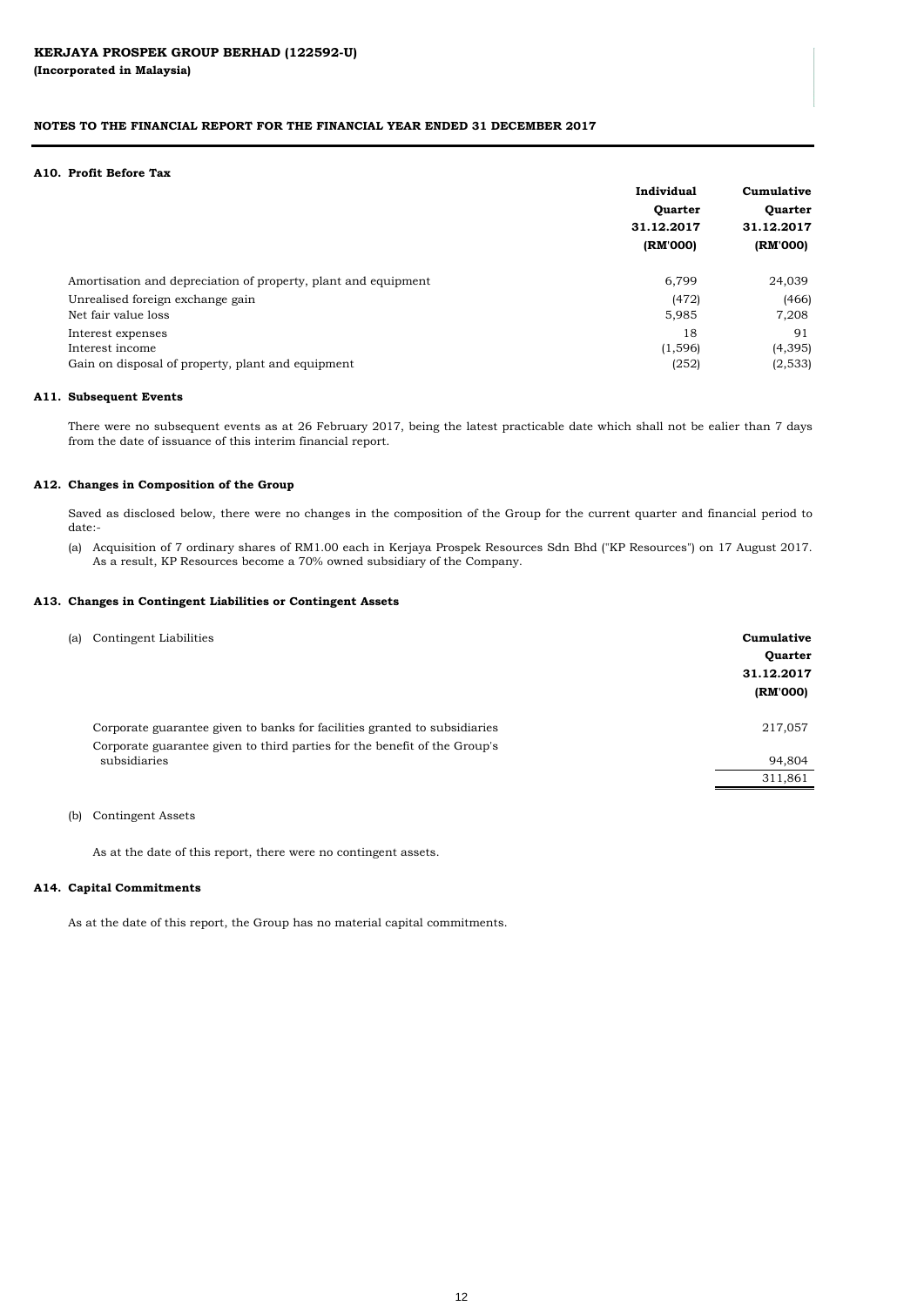**KERJAYA PROSPEK GROUP BERHAD (122592-U)**
**(Incorporated in Malaysia)**

**NOTES TO THE FINANCIAL REPORT FOR THE FINANCIAL YEAR ENDED 31 DECEMBER 2017**

### A10. Profit Before Tax

| | Individual Quarter 31.12.2017 (RM'000) | Cumulative Quarter 31.12.2017 (RM'000) |
|---|---|---|
| Amortisation and depreciation of property, plant and equipment | 6,799 | 24,039 |
| Unrealised foreign exchange gain | (472) | (466) |
| Net fair value loss | 5,985 | 7,208 |
| Interest expenses | 18 | 91 |
| Interest income | (1,596) | (4,395) |
| Gain on disposal of property, plant and equipment | (252) | (2,533) |

### A11. Subsequent Events

There were no subsequent events as at 26 February 2017, being the latest practicable date which shall not be ealier than 7 days from the date of issuance of this interim financial report.

### A12. Changes in Composition of the Group

Saved as disclosed below, there were no changes in the composition of the Group for the current quarter and financial period to date:-

(a) Acquisition of 7 ordinary shares of RM1.00 each in Kerjaya Prospek Resources Sdn Bhd ("KP Resources") on 17 August 2017. As a result, KP Resources become a 70% owned subsidiary of the Company.

### A13. Changes in Contingent Liabilities or Contingent Assets

(a) Contingent Liabilities

| | Cumulative Quarter 31.12.2017 (RM'000) |
|---|---|
| Corporate guarantee given to banks for facilities granted to subsidiaries | 217,057 |
| Corporate guarantee given to third parties for the benefit of the Group's subsidiaries | 94,804 |
| | 311,861 |

(b) Contingent Assets

As at the date of this report, there were no contingent assets.

### A14. Capital Commitments

As at the date of this report, the Group has no material capital commitments.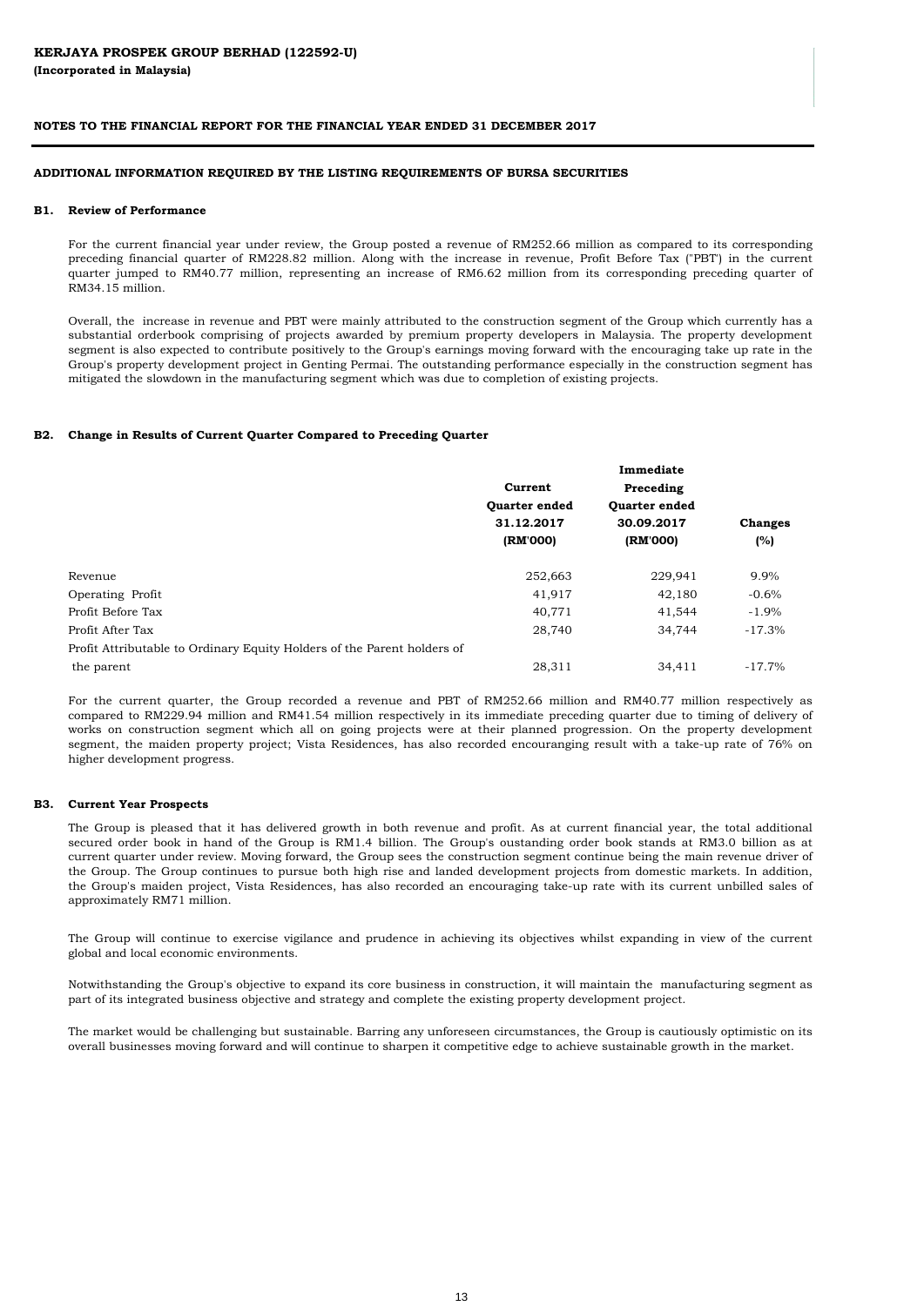**KERJAYA PROSPEK GROUP BERHAD (122592-U)**
**(Incorporated in Malaysia)**

**NOTES TO THE FINANCIAL REPORT FOR THE FINANCIAL YEAR ENDED 31 DECEMBER 2017**

**ADDITIONAL INFORMATION REQUIRED BY THE LISTING REQUIREMENTS OF BURSA SECURITIES**

**B1. Review of Performance**

For the current financial year under review, the Group posted a revenue of RM252.66 million as compared to its corresponding preceding financial quarter of RM228.82 million. Along with the increase in revenue, Profit Before Tax ("PBT') in the current quarter jumped to RM40.77 million, representing an increase of RM6.62 million from its corresponding preceding quarter of RM34.15 million.

Overall, the increase in revenue and PBT were mainly attributed to the construction segment of the Group which currently has a substantial orderbook comprising of projects awarded by premium property developers in Malaysia. The property development segment is also expected to contribute positively to the Group's earnings moving forward with the encouraging take up rate in the Group's property development project in Genting Permai. The outstanding performance especially in the construction segment has mitigated the slowdown in the manufacturing segment which was due to completion of existing projects.

**B2. Change in Results of Current Quarter Compared to Preceding Quarter**

| | Current Quarter ended 31.12.2017 (RM'000) | Immediate Preceding Quarter ended 30.09.2017 (RM'000) | Changes (%) |
|---|---|---|---|
| Revenue | 252,663 | 229,941 | 9.9% |
| Operating Profit | 41,917 | 42,180 | -0.6% |
| Profit Before Tax | 40,771 | 41,544 | -1.9% |
| Profit After Tax | 28,740 | 34,744 | -17.3% |
| Profit Attributable to Ordinary Equity Holders of the Parent holders of the parent | 28,311 | 34,411 | -17.7% |

For the current quarter, the Group recorded a revenue and PBT of RM252.66 million and RM40.77 million respectively as compared to RM229.94 million and RM41.54 million respectively in its immediate preceding quarter due to timing of delivery of works on construction segment which all on going projects were at their planned progression. On the property development segment, the maiden property project; Vista Residences, has also recorded encouranging result with a take-up rate of 76% on higher development progress.

**B3. Current Year Prospects**

The Group is pleased that it has delivered growth in both revenue and profit. As at current financial year, the total additional secured order book in hand of the Group is RM1.4 billion. The Group's oustanding order book stands at RM3.0 billion as at current quarter under review. Moving forward, the Group sees the construction segment continue being the main revenue driver of the Group. The Group continues to pursue both high rise and landed development projects from domestic markets. In addition, the Group's maiden project, Vista Residences, has also recorded an encouraging take-up rate with its current unbilled sales of approximately RM71 million.

The Group will continue to exercise vigilance and prudence in achieving its objectives whilst expanding in view of the current global and local economic environments.

Notwithstanding the Group's objective to expand its core business in construction, it will maintain the manufacturing segment as part of its integrated business objective and strategy and complete the existing property development project.

The market would be challenging but sustainable. Barring any unforeseen circumstances, the Group is cautiously optimistic on its overall businesses moving forward and will continue to sharpen it competitive edge to achieve sustainable growth in the market.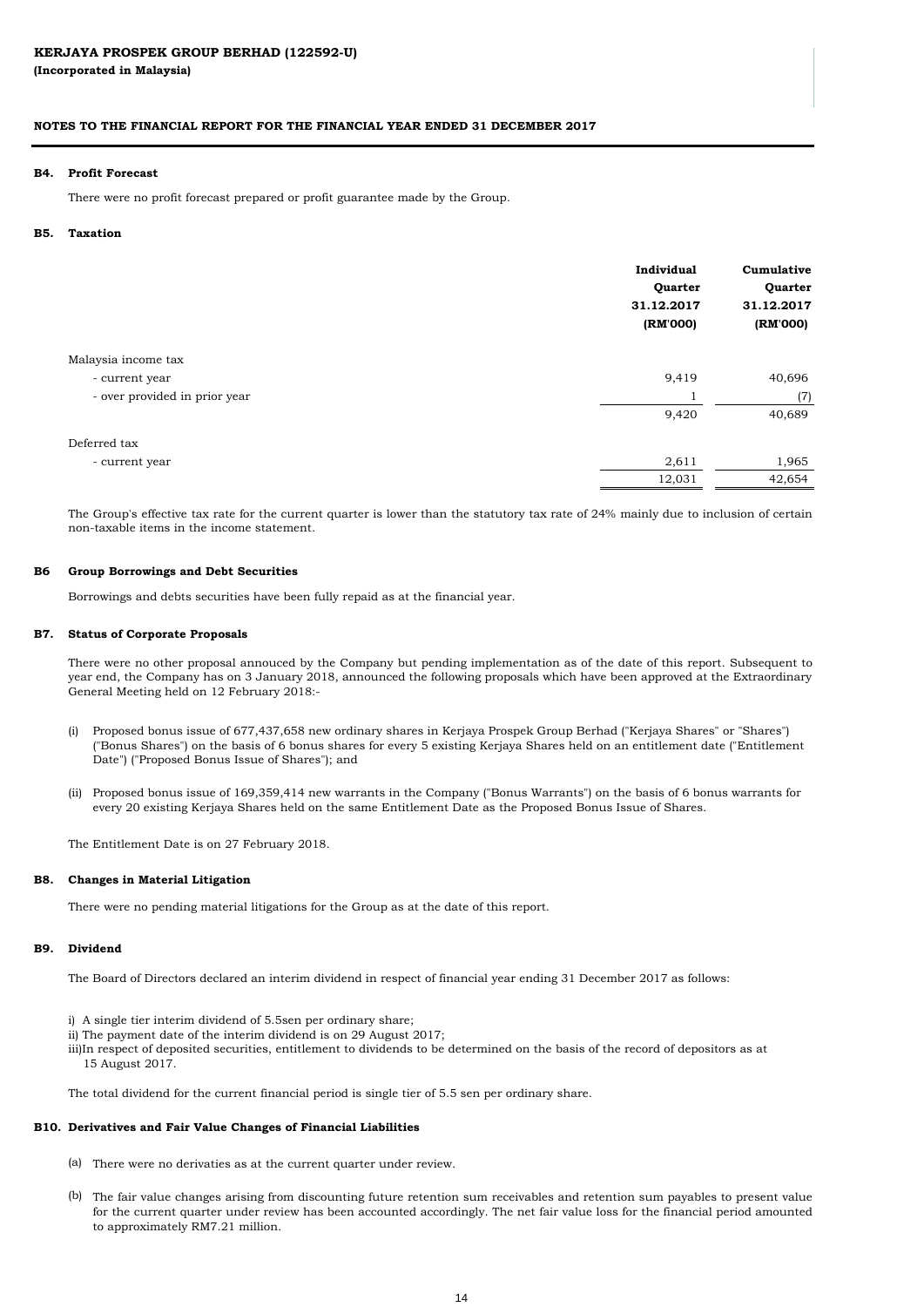**KERJAYA PROSPEK GROUP BERHAD (122592-U)**
**(Incorporated in Malaysia)**

**NOTES TO THE FINANCIAL REPORT FOR THE FINANCIAL YEAR ENDED 31 DECEMBER 2017**

**B4. Profit Forecast**

There were no profit forecast prepared or profit guarantee made by the Group.

**B5. Taxation**

| | Individual Quarter 31.12.2017 (RM'000) | Cumulative Quarter 31.12.2017 (RM'000) |
|---|---|---|
| Malaysia income tax | | |
| - current year | 9,419 | 40,696 |
| - over provided in prior year | 1 | (7) |
| | 9,420 | 40,689 |
| Deferred tax | | |
| - current year | 2,611 | 1,965 |
| | 12,031 | 42,654 |

The Group's effective tax rate for the current quarter is lower than the statutory tax rate of 24% mainly due to inclusion of certain non-taxable items in the income statement.

**B6 Group Borrowings and Debt Securities**

Borrowings and debts securities have been fully repaid as at the financial year.

**B7. Status of Corporate Proposals**

There were no other proposal annouced by the Company but pending implementation as of the date of this report. Subsequent to year end, the Company has on 3 January 2018, announced the following proposals which have been approved at the Extraordinary General Meeting held on 12 February 2018:-

(i) Proposed bonus issue of 677,437,658 new ordinary shares in Kerjaya Prospek Group Berhad ("Kerjaya Shares" or "Shares") ("Bonus Shares") on the basis of 6 bonus shares for every 5 existing Kerjaya Shares held on an entitlement date ("Entitlement Date") ("Proposed Bonus Issue of Shares"); and

(ii) Proposed bonus issue of 169,359,414 new warrants in the Company ("Bonus Warrants") on the basis of 6 bonus warrants for every 20 existing Kerjaya Shares held on the same Entitlement Date as the Proposed Bonus Issue of Shares.

The Entitlement Date is on 27 February 2018.

**B8. Changes in Material Litigation**

There were no pending material litigations for the Group as at the date of this report.

**B9. Dividend**

The Board of Directors declared an interim dividend in respect of financial year ending 31 December 2017 as follows:

i) A single tier interim dividend of 5.5sen per ordinary share;
ii) The payment date of the interim dividend is on 29 August 2017;
iii)In respect of deposited securities, entitlement to dividends to be determined on the basis of the record of depositors as at 15 August 2017.

The total dividend for the current financial period is single tier of 5.5 sen per ordinary share.

**B10. Derivatives and Fair Value Changes of Financial Liabilities**

(a) There were no derivaties as at the current quarter under review.

(b) The fair value changes arising from discounting future retention sum receivables and retention sum payables to present value for the current quarter under review has been accounted accordingly. The net fair value loss for the financial period amounted to approximately RM7.21 million.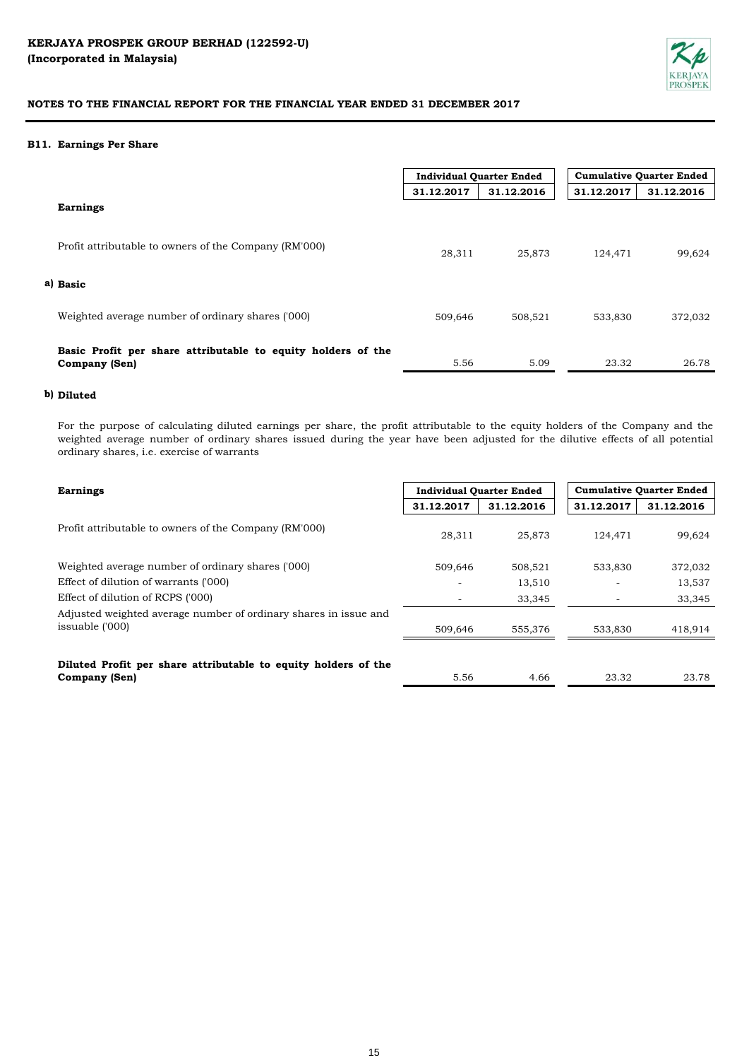**KERJAYA PROSPEK GROUP BERHAD (122592-U)**
**(Incorporated in Malaysia)**

**NOTES TO THE FINANCIAL REPORT FOR THE FINANCIAL YEAR ENDED 31 DECEMBER 2017**

### B11. Earnings Per Share

| | Individual Quarter Ended | | Cumulative Quarter Ended | |
|---|---|---|---|---|
| | 31.12.2017 | 31.12.2016 | 31.12.2017 | 31.12.2016 |
| **Earnings** | | | | |
| Profit attributable to owners of the Company (RM'000) | 28,311 | 25,873 | 124,471 | 99,624 |
| **a) Basic** | | | | |
| Weighted average number of ordinary shares ('000) | 509,646 | 508,521 | 533,830 | 372,032 |
| **Basic Profit per share attributable to equity holders of the Company (Sen)** | 5.56 | 5.09 | 23.32 | 26.78 |

**b) Diluted**

For the purpose of calculating diluted earnings per share, the profit attributable to the equity holders of the Company and the weighted average number of ordinary shares issued during the year have been adjusted for the dilutive effects of all potential ordinary shares, i.e. exercise of warrants

| **Earnings** | Individual Quarter Ended | | Cumulative Quarter Ended | |
|---|---|---|---|---|
| | 31.12.2017 | 31.12.2016 | 31.12.2017 | 31.12.2016 |
| Profit attributable to owners of the Company (RM'000) | 28,311 | 25,873 | 124,471 | 99,624 |
| Weighted average number of ordinary shares ('000) | 509,646 | 508,521 | 533,830 | 372,032 |
| Effect of dilution of warrants ('000) | - | 13,510 | - | 13,537 |
| Effect of dilution of RCPS ('000) | - | 33,345 | - | 33,345 |
| Adjusted weighted average number of ordinary shares in issue and issuable ('000) | 509,646 | 555,376 | 533,830 | 418,914 |
| **Diluted Profit per share attributable to equity holders of the Company (Sen)** | 5.56 | 4.66 | 23.32 | 23.78 |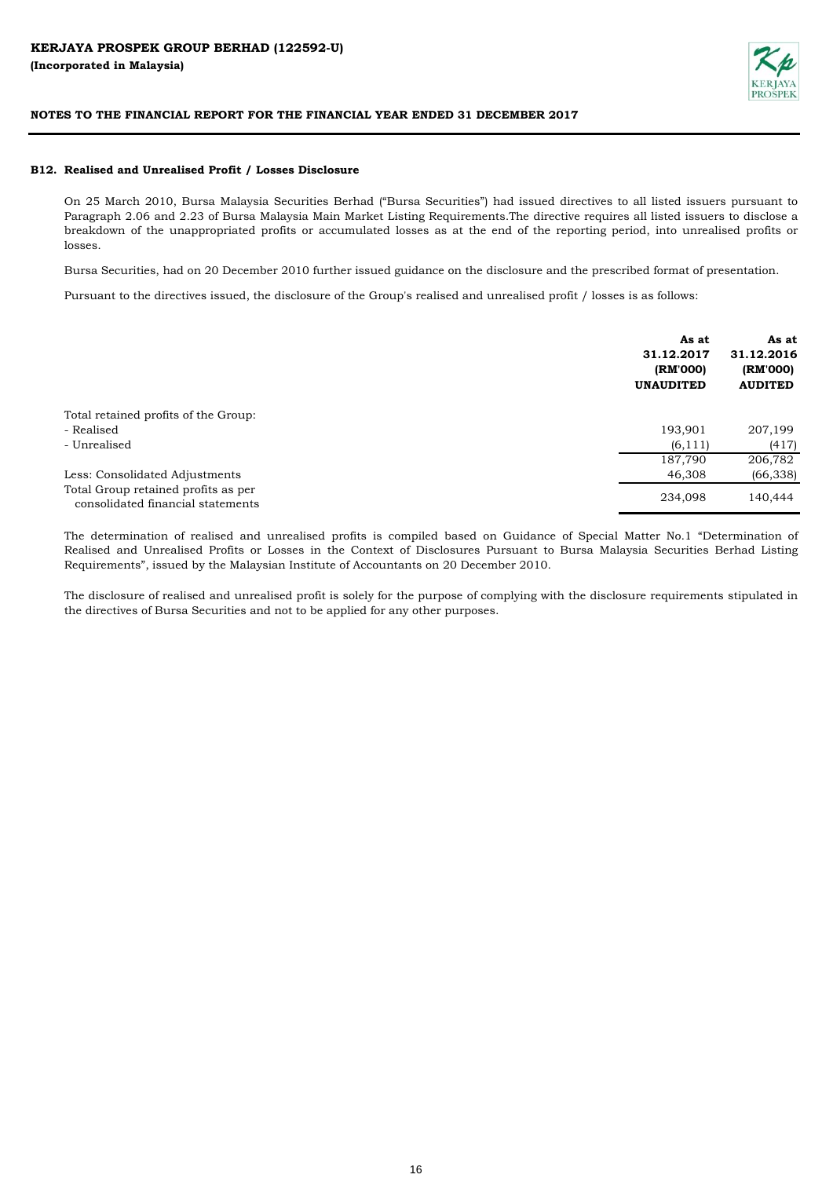KERJAYA PROSPEK GROUP BERHAD (122592-U)
(Incorporated in Malaysia)

NOTES TO THE FINANCIAL REPORT FOR THE FINANCIAL YEAR ENDED 31 DECEMBER 2017

### B12. Realised and Unrealised Profit / Losses Disclosure

On 25 March 2010, Bursa Malaysia Securities Berhad ("Bursa Securities") had issued directives to all listed issuers pursuant to Paragraph 2.06 and 2.23 of Bursa Malaysia Main Market Listing Requirements.The directive requires all listed issuers to disclose a breakdown of the unappropriated profits or accumulated losses as at the end of the reporting period, into unrealised profits or losses.

Bursa Securities, had on 20 December 2010 further issued guidance on the disclosure and the prescribed format of presentation.

Pursuant to the directives issued, the disclosure of the Group's realised and unrealised profit / losses is as follows:

| | As at 31.12.2017 (RM'000) UNAUDITED | As at 31.12.2016 (RM'000) AUDITED |
|---|---|---|
| Total retained profits of the Group: | | |
| - Realised | 193,901 | 207,199 |
| - Unrealised | (6,111) | (417) |
| | 187,790 | 206,782 |
| Less: Consolidated Adjustments | 46,308 | (66,338) |
| Total Group retained profits as per consolidated financial statements | 234,098 | 140,444 |

The determination of realised and unrealised profits is compiled based on Guidance of Special Matter No.1 "Determination of Realised and Unrealised Profits or Losses in the Context of Disclosures Pursuant to Bursa Malaysia Securities Berhad Listing Requirements", issued by the Malaysian Institute of Accountants on 20 December 2010.

The disclosure of realised and unrealised profit is solely for the purpose of complying with the disclosure requirements stipulated in the directives of Bursa Securities and not to be applied for any other purposes.